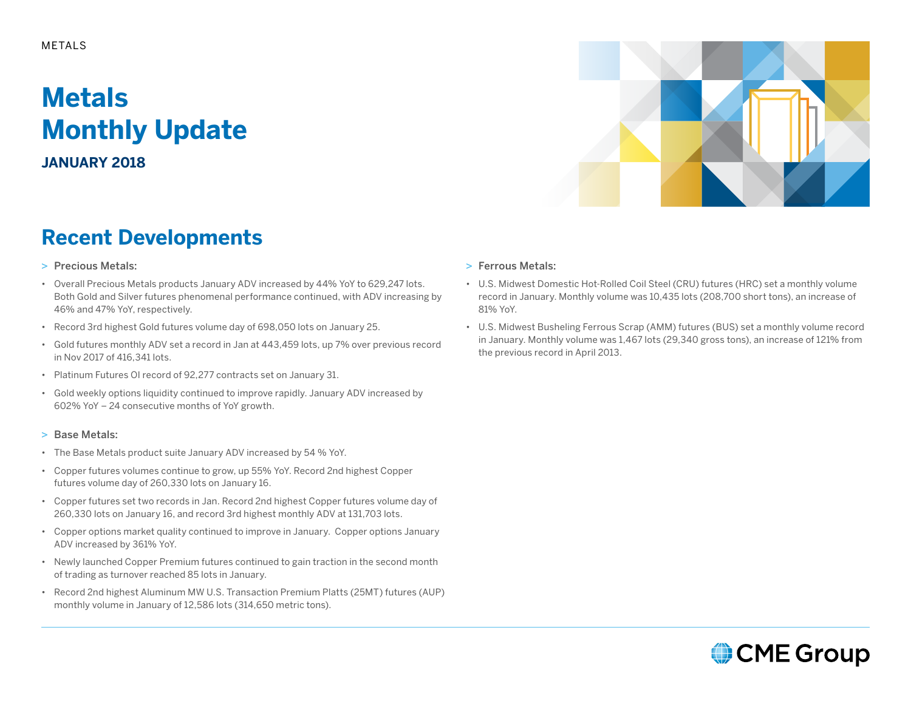METALS

# Metals Monthly Update

**JANUARY 2018**

## Recent Developments

> Precious Metals:

- Overall Precious Metals products January ADV increased by 44% YoY to 629,247 lots. Both Gold and Silver futures phenomenal performance continued, with ADV increasing by 46% and 47% YoY, respectively.
- Record 3rd highest Gold futures volume day of 698,050 lots on January 25.
- Gold futures monthly ADV set a record in Jan at 443,459 lots, up 7% over previous record in Nov 2017 of 416,341 lots.
- Platinum Futures OI record of 92,277 contracts set on January 31.
- Gold weekly options liquidity continued to improve rapidly. January ADV increased by 602% YoY – 24 consecutive months of YoY growth.

> Base Metals:

- The Base Metals product suite January ADV increased by 54 % YoY.
- Copper futures volumes continue to grow, up 55% YoY. Record 2nd highest Copper futures volume day of 260,330 lots on January 16.
- Copper futures set two records in Jan. Record 2nd highest Copper futures volume day of 260,330 lots on January 16, and record 3rd highest monthly ADV at 131,703 lots.
- Copper options market quality continued to improve in January. Copper options January ADV increased by 361% YoY.
- Newly launched Copper Premium futures continued to gain traction in the second month of trading as turnover reached 85 lots in January.
- Record 2nd highest Aluminum MW U.S. Transaction Premium Platts (25MT) futures (AUP) monthly volume in January of 12,586 lots (314,650 metric tons).

> Ferrous Metals:

- U.S. Midwest Domestic Hot-Rolled Coil Steel (CRU) futures (HRC) set a monthly volume record in January. Monthly volume was 10,435 lots (208,700 short tons), an increase of 81% YoY.
- U.S. Midwest Busheling Ferrous Scrap (AMM) futures (BUS) set a monthly volume record in January. Monthly volume was 1,467 lots (29,340 gross tons), an increase of 121% from the previous record in April 2013.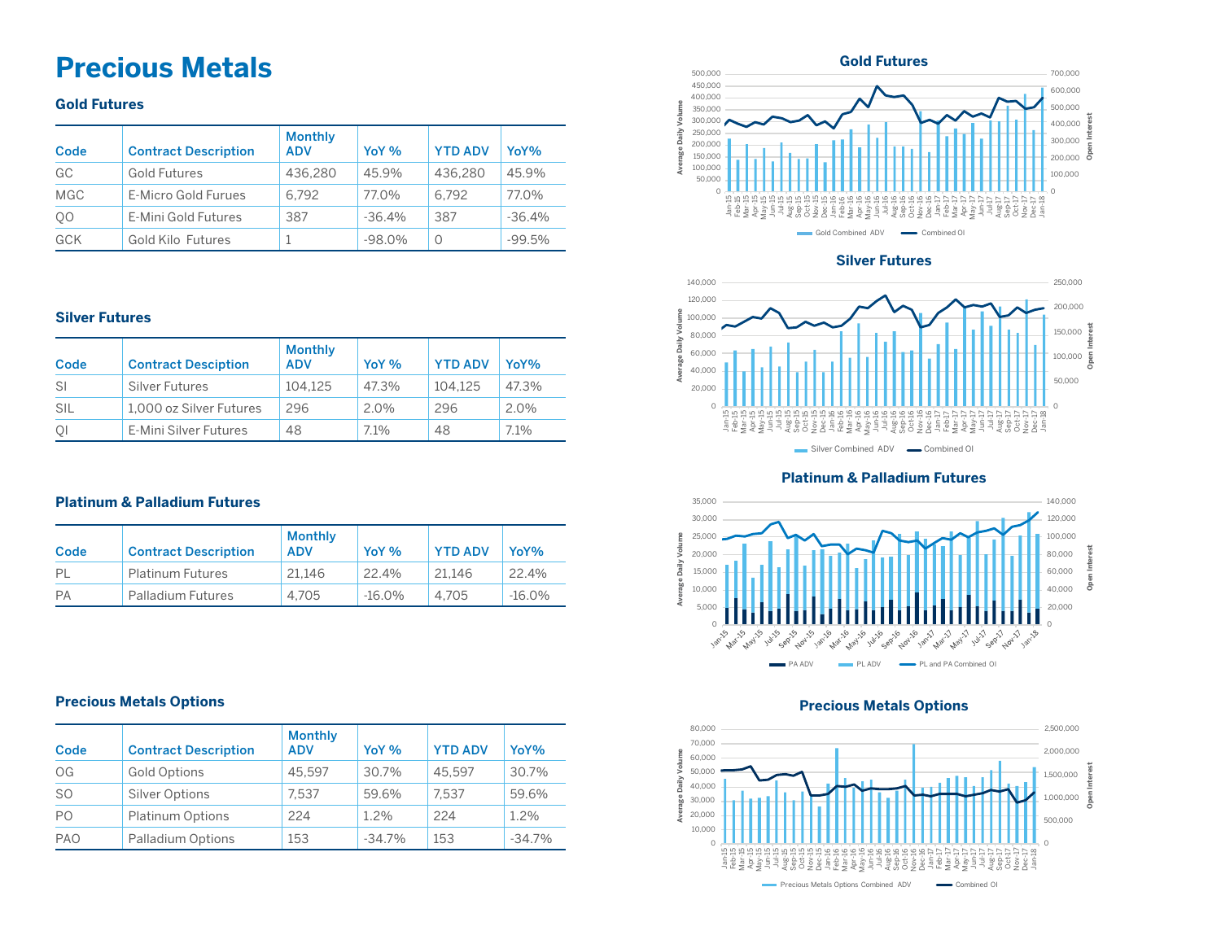# Precious Metals

## Gold Futures

| Code | Contract Description | Monthly ADV | YoY % | YTD ADV | YoY% |
|---|---|---|---|---|---|
| GC | Gold Futures | 436,280 | 45.9% | 436,280 | 45.9% |
| MGC | E-Micro Gold Furues | 6,792 | 77.0% | 6,792 | 77.0% |
| QO | E-Mini Gold Futures | 387 | -36.4% | 387 | -36.4% |
| GCK | Gold Kilo Futures | 1 | -98.0% | 0 | -99.5% |

## Silver Futures

| Code | Contract Desciption | Monthly ADV | YoY % | YTD ADV | YoY% |
|---|---|---|---|---|---|
| SI | Silver Futures | 104,125 | 47.3% | 104,125 | 47.3% |
| SIL | 1,000 oz Silver Futures | 296 | 2.0% | 296 | 2.0% |
| QI | E-Mini Silver Futures | 48 | 7.1% | 48 | 7.1% |

## Platinum & Palladium Futures

| Code | Contract Description | Monthly ADV | YoY % | YTD ADV | YoY% |
|---|---|---|---|---|---|
| PL | Platinum Futures | 21,146 | 22.4% | 21,146 | 22.4% |
| PA | Palladium Futures | 4,705 | -16.0% | 4,705 | -16.0% |

## Precious Metals Options

| Code | Contract Description | Monthly ADV | YoY % | YTD ADV | YoY% |
|---|---|---|---|---|---|
| OG | Gold Options | 45,597 | 30.7% | 45,597 | 30.7% |
| SO | Silver Options | 7,537 | 59.6% | 7,537 | 59.6% |
| PO | Platinum Options | 224 | 1.2% | 224 | 1.2% |
| PAO | Palladium Options | 153 | -34.7% | 153 | -34.7% |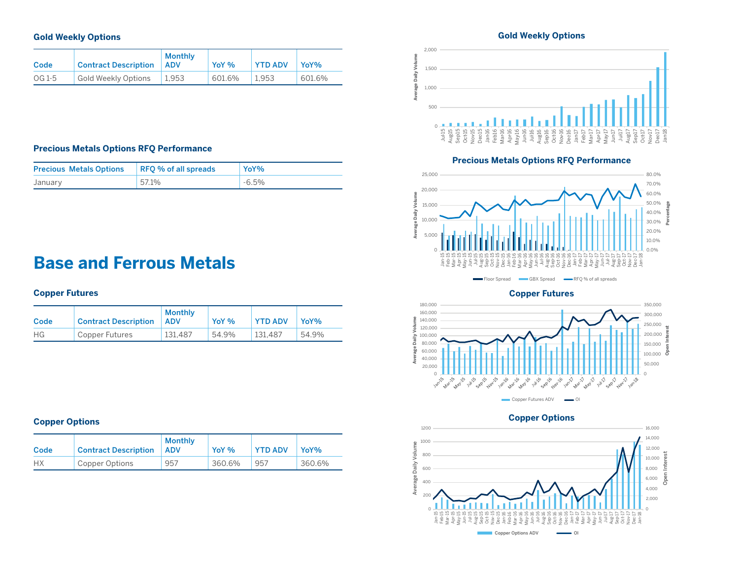### Gold Weekly Options

| Code | Contract Description | Monthly ADV | YoY % | YTD ADV | YoY% |
|---|---|---|---|---|---|
| OG 1-5 | Gold Weekly Options | 1,953 | 601.6% | 1,953 | 601.6% |

### Precious Metals Options RFQ Performance

| Precious Metals Options | RFQ % of all spreads | YoY% |
|---|---|---|
| January | 57.1% | -6.5% |

# Base and Ferrous Metals

### Copper Futures

| Code | Contract Description | Monthly ADV | YoY % | YTD ADV | YoY% |
|---|---|---|---|---|---|
| HG | Copper Futures | 131,487 | 54.9% | 131,487 | 54.9% |

### Copper Options

| Code | Contract Description | Monthly ADV | YoY % | YTD ADV | YoY% |
|---|---|---|---|---|---|
| HX | Copper Options | 957 | 360.6% | 957 | 360.6% |

Gold Weekly Options

Precious Metals Options RFQ Performance

Copper Futures

Copper Options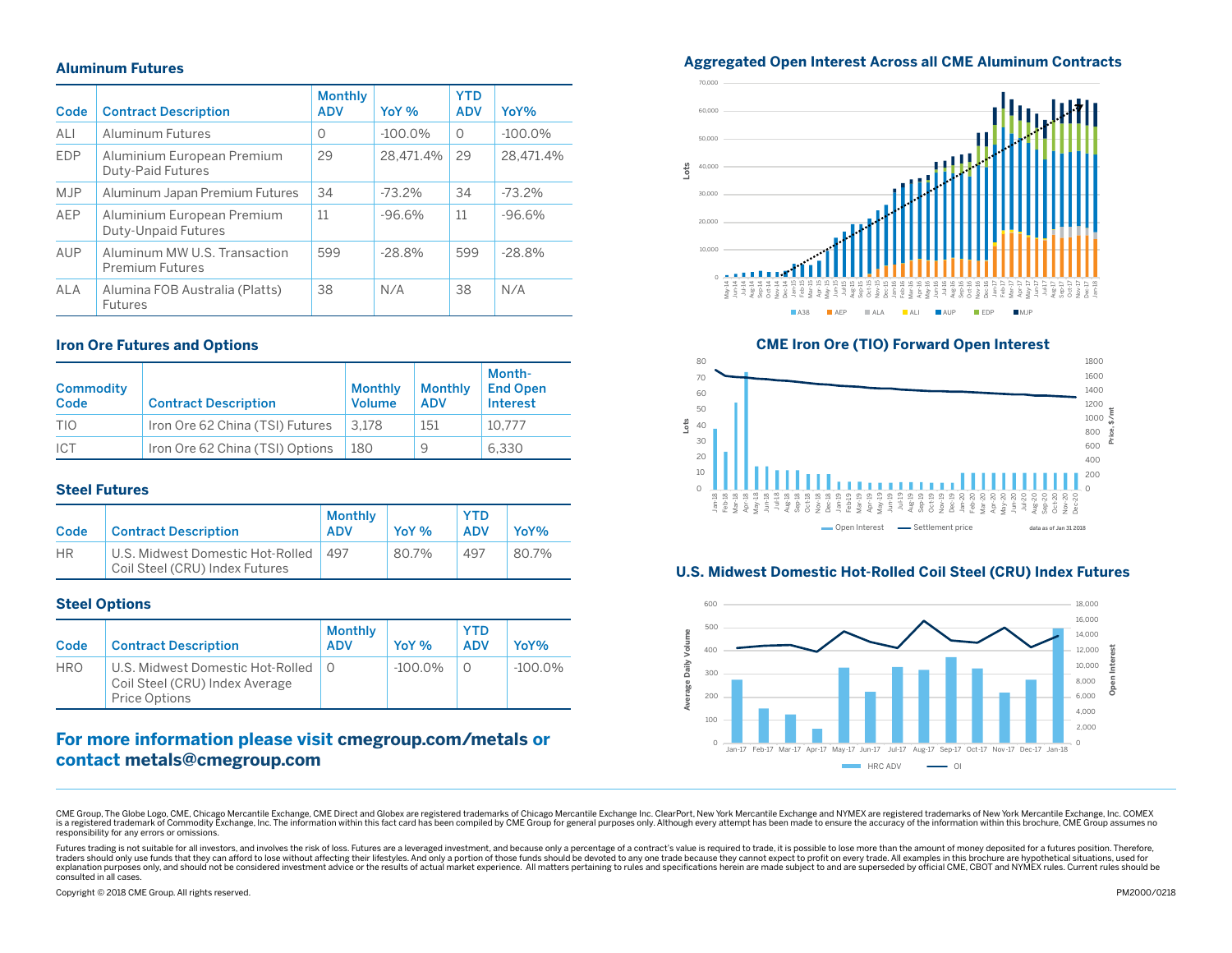## Aluminum Futures

| Code | Contract Description | Monthly ADV | YoY % | YTD ADV | YoY% |
|---|---|---|---|---|---|
| ALI | Aluminum Futures | 0 | -100.0% | 0 | -100.0% |
| EDP | Aluminium European Premium Duty-Paid Futures | 29 | 28,471.4% | 29 | 28,471.4% |
| MJP | Aluminum Japan Premium Futures | 34 | -73.2% | 34 | -73.2% |
| AEP | Aluminium European Premium Duty-Unpaid Futures | 11 | -96.6% | 11 | -96.6% |
| AUP | Aluminum MW U.S. Transaction Premium Futures | 599 | -28.8% | 599 | -28.8% |
| ALA | Alumina FOB Australia (Platts) Futures | 38 | N/A | 38 | N/A |

## Iron Ore Futures and Options

| Commodity Code | Contract Description | Monthly Volume | Monthly ADV | Month-End Open Interest |
|---|---|---|---|---|
| TIO | Iron Ore 62 China (TSI) Futures | 3,178 | 151 | 10,777 |
| ICT | Iron Ore 62 China (TSI) Options | 180 | 9 | 6,330 |

## Steel Futures

| Code | Contract Description | Monthly ADV | YoY % | YTD ADV | YoY% |
|---|---|---|---|---|---|
| HR | U.S. Midwest Domestic Hot-Rolled Coil Steel (CRU) Index Futures | 497 | 80.7% | 497 | 80.7% |

## Steel Options

| Code | Contract Description | Monthly ADV | YoY % | YTD ADV | YoY% |
|---|---|---|---|---|---|
| HRO | U.S. Midwest Domestic Hot-Rolled Coil Steel (CRU) Index Average Price Options | 0 | -100.0% | 0 | -100.0% |

**For more information please visit cmegroup.com/metals or contact metals@cmegroup.com**

### Aggregated Open Interest Across all CME Aluminum Contracts

Lots
A38 AEP ALA ALI AUP EDP MJP

### CME Iron Ore (TIO) Forward Open Interest

Lots
Price, $/mt
Open Interest Settlement price
data as of Jan 31 2018

### U.S. Midwest Domestic Hot-Rolled Coil Steel (CRU) Index Futures

Average Daily Volume
Open Interest
HRC ADV OI

CME Group, The Globe Logo, CME, Chicago Mercantile Exchange, CME Direct and Globex are registered trademarks of Chicago Mercantile Exchange Inc. ClearPort, New York Mercantile Exchange and NYMEX are registered trademarks of New York Mercantile Exchange, Inc. COMEX is a registered trademark of Commodity Exchange, Inc. The information within this fact card has been compiled by CME Group for general purposes only. Although every attempt has been made to ensure the accuracy of the information within this brochure, CME Group assumes no responsibility for any errors or omissions.

Futures trading is not suitable for all investors, and involves the risk of loss. Futures are a leveraged investment, and because only a percentage of a contract's value is required to trade, it is possible to lose more than the amount of money deposited for a futures position. Therefore, traders should only use funds that they can afford to lose without affecting their lifestyles. And only a portion of those funds should be devoted to any one trade because they cannot expect to profit on every trade. All examples in this brochure are hypothetical situations, used for explanation purposes only, and should not be considered investment advice or the results of actual market experience. All matters pertaining to rules and specifications herein are made subject to and are superseded by official CME, CBOT and NYMEX rules. Current rules should be consulted in all cases.

Copyright © 2018 CME Group. All rights reserved.

PM2000/0218